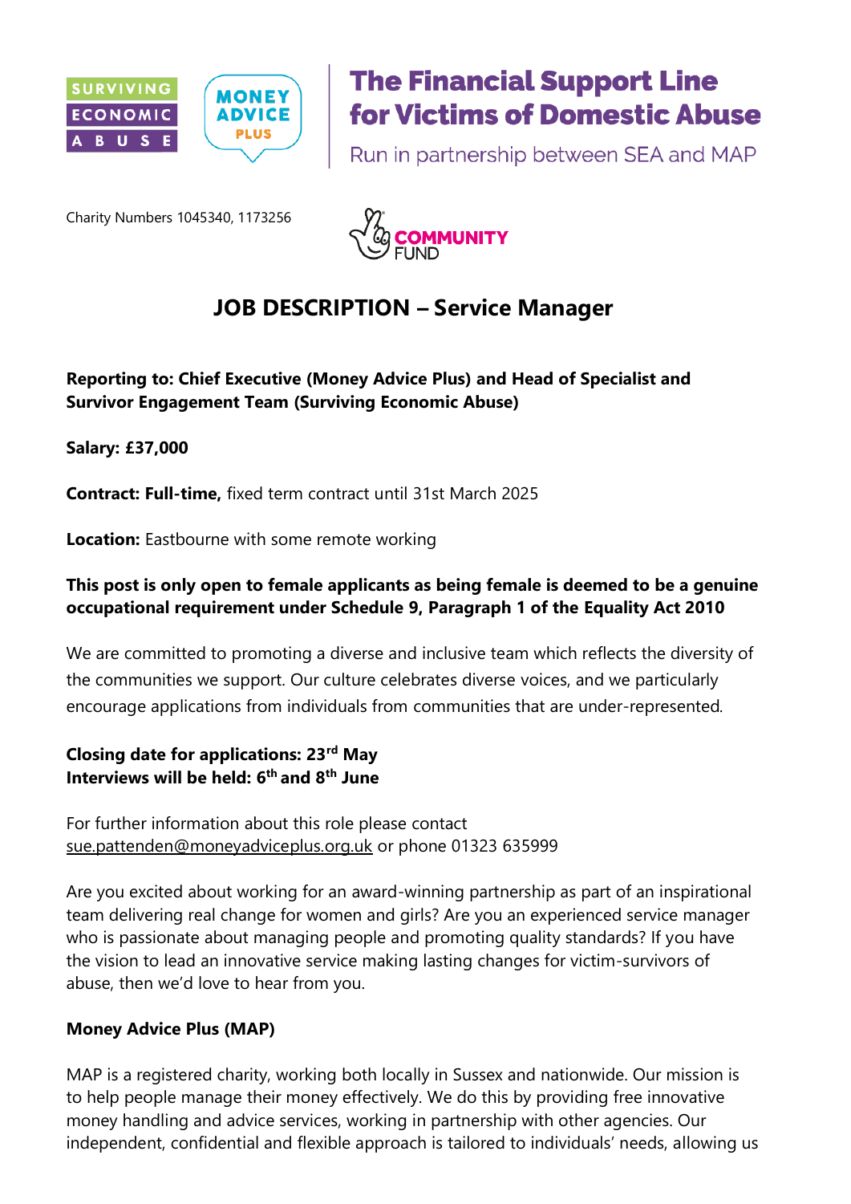SURVIVING ECONOMIC ABUSE | MONEY ADVICE PLUS

# The Financial Support Line for Victims of Domestic Abuse

Run in partnership between SEA and MAP

Charity Numbers 1045340, 1173256

COMMUNITY FUND

## JOB DESCRIPTION – Service Manager

**Reporting to: Chief Executive (Money Advice Plus) and Head of Specialist and Survivor Engagement Team (Surviving Economic Abuse)**

**Salary: £37,000**

**Contract: Full-time,** fixed term contract until 31st March 2025

**Location:** Eastbourne with some remote working

**This post is only open to female applicants as being female is deemed to be a genuine occupational requirement under Schedule 9, Paragraph 1 of the Equality Act 2010**

We are committed to promoting a diverse and inclusive team which reflects the diversity of the communities we support. Our culture celebrates diverse voices, and we particularly encourage applications from individuals from communities that are under-represented.

**Closing date for applications: 23rd May**
**Interviews will be held: 6th and 8th June**

For further information about this role please contact sue.pattenden@moneyadviceplus.org.uk or phone 01323 635999

Are you excited about working for an award-winning partnership as part of an inspirational team delivering real change for women and girls? Are you an experienced service manager who is passionate about managing people and promoting quality standards? If you have the vision to lead an innovative service making lasting changes for victim-survivors of abuse, then we'd love to hear from you.

**Money Advice Plus (MAP)**

MAP is a registered charity, working both locally in Sussex and nationwide. Our mission is to help people manage their money effectively. We do this by providing free innovative money handling and advice services, working in partnership with other agencies. Our independent, confidential and flexible approach is tailored to individuals' needs, allowing us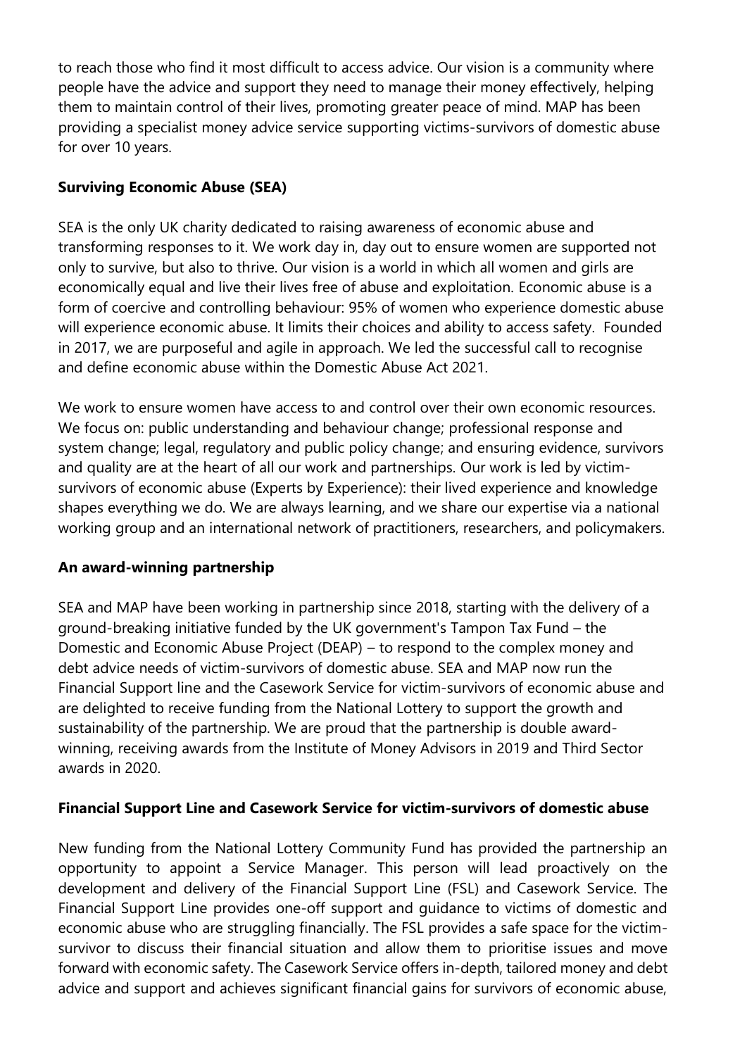to reach those who find it most difficult to access advice. Our vision is a community where people have the advice and support they need to manage their money effectively, helping them to maintain control of their lives, promoting greater peace of mind. MAP has been providing a specialist money advice service supporting victims-survivors of domestic abuse for over 10 years.

**Surviving Economic Abuse (SEA)**

SEA is the only UK charity dedicated to raising awareness of economic abuse and transforming responses to it. We work day in, day out to ensure women are supported not only to survive, but also to thrive. Our vision is a world in which all women and girls are economically equal and live their lives free of abuse and exploitation. Economic abuse is a form of coercive and controlling behaviour: 95% of women who experience domestic abuse will experience economic abuse. It limits their choices and ability to access safety. Founded in 2017, we are purposeful and agile in approach. We led the successful call to recognise and define economic abuse within the Domestic Abuse Act 2021.

We work to ensure women have access to and control over their own economic resources. We focus on: public understanding and behaviour change; professional response and system change; legal, regulatory and public policy change; and ensuring evidence, survivors and quality are at the heart of all our work and partnerships. Our work is led by victim-survivors of economic abuse (Experts by Experience): their lived experience and knowledge shapes everything we do. We are always learning, and we share our expertise via a national working group and an international network of practitioners, researchers, and policymakers.

**An award-winning partnership**

SEA and MAP have been working in partnership since 2018, starting with the delivery of a ground-breaking initiative funded by the UK government's Tampon Tax Fund – the Domestic and Economic Abuse Project (DEAP) – to respond to the complex money and debt advice needs of victim-survivors of domestic abuse. SEA and MAP now run the Financial Support line and the Casework Service for victim-survivors of economic abuse and are delighted to receive funding from the National Lottery to support the growth and sustainability of the partnership. We are proud that the partnership is double award-winning, receiving awards from the Institute of Money Advisors in 2019 and Third Sector awards in 2020.

**Financial Support Line and Casework Service for victim-survivors of domestic abuse**

New funding from the National Lottery Community Fund has provided the partnership an opportunity to appoint a Service Manager. This person will lead proactively on the development and delivery of the Financial Support Line (FSL) and Casework Service. The Financial Support Line provides one-off support and guidance to victims of domestic and economic abuse who are struggling financially. The FSL provides a safe space for the victim-survivor to discuss their financial situation and allow them to prioritise issues and move forward with economic safety. The Casework Service offers in-depth, tailored money and debt advice and support and achieves significant financial gains for survivors of economic abuse,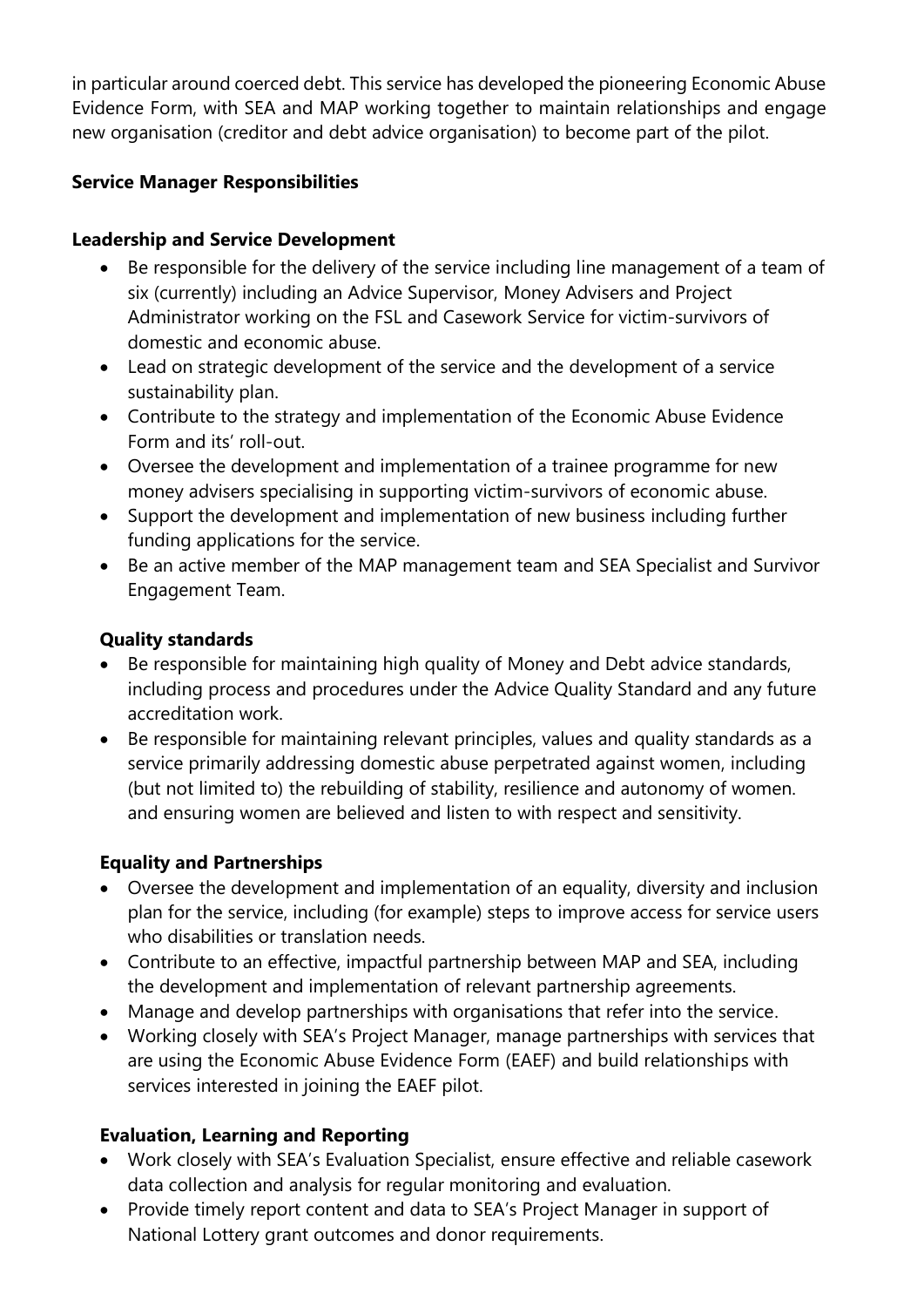in particular around coerced debt. This service has developed the pioneering Economic Abuse Evidence Form, with SEA and MAP working together to maintain relationships and engage new organisation (creditor and debt advice organisation) to become part of the pilot.

**Service Manager Responsibilities**

**Leadership and Service Development**

- Be responsible for the delivery of the service including line management of a team of six (currently) including an Advice Supervisor, Money Advisers and Project Administrator working on the FSL and Casework Service for victim-survivors of domestic and economic abuse.
- Lead on strategic development of the service and the development of a service sustainability plan.
- Contribute to the strategy and implementation of the Economic Abuse Evidence Form and its' roll-out.
- Oversee the development and implementation of a trainee programme for new money advisers specialising in supporting victim-survivors of economic abuse.
- Support the development and implementation of new business including further funding applications for the service.
- Be an active member of the MAP management team and SEA Specialist and Survivor Engagement Team.

**Quality standards**

- Be responsible for maintaining high quality of Money and Debt advice standards, including process and procedures under the Advice Quality Standard and any future accreditation work.
- Be responsible for maintaining relevant principles, values and quality standards as a service primarily addressing domestic abuse perpetrated against women, including (but not limited to) the rebuilding of stability, resilience and autonomy of women. and ensuring women are believed and listen to with respect and sensitivity.

**Equality and Partnerships**

- Oversee the development and implementation of an equality, diversity and inclusion plan for the service, including (for example) steps to improve access for service users who disabilities or translation needs.
- Contribute to an effective, impactful partnership between MAP and SEA, including the development and implementation of relevant partnership agreements.
- Manage and develop partnerships with organisations that refer into the service.
- Working closely with SEA's Project Manager, manage partnerships with services that are using the Economic Abuse Evidence Form (EAEF) and build relationships with services interested in joining the EAEF pilot.

**Evaluation, Learning and Reporting**

- Work closely with SEA's Evaluation Specialist, ensure effective and reliable casework data collection and analysis for regular monitoring and evaluation.
- Provide timely report content and data to SEA's Project Manager in support of National Lottery grant outcomes and donor requirements.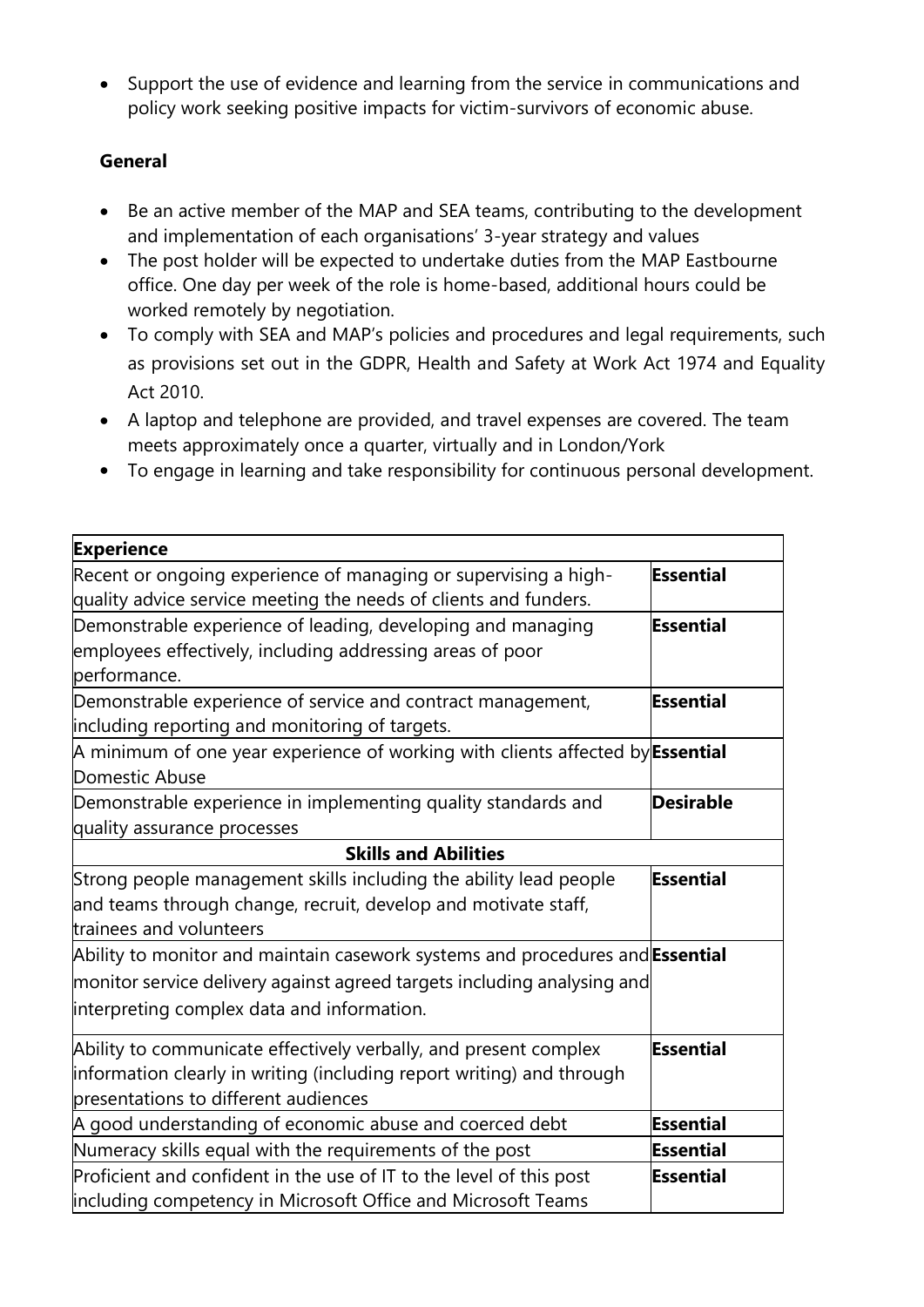- Support the use of evidence and learning from the service in communications and policy work seeking positive impacts for victim-survivors of economic abuse.

**General**

- Be an active member of the MAP and SEA teams, contributing to the development and implementation of each organisations' 3-year strategy and values
- The post holder will be expected to undertake duties from the MAP Eastbourne office. One day per week of the role is home-based, additional hours could be worked remotely by negotiation.
- To comply with SEA and MAP's policies and procedures and legal requirements, such as provisions set out in the GDPR, Health and Safety at Work Act 1974 and Equality Act 2010.
- A laptop and telephone are provided, and travel expenses are covered. The team meets approximately once a quarter, virtually and in London/York
- To engage in learning and take responsibility for continuous personal development.

| **Experience** | |
|---|---|
| Recent or ongoing experience of managing or supervising a high-quality advice service meeting the needs of clients and funders. | **Essential** |
| Demonstrable experience of leading, developing and managing employees effectively, including addressing areas of poor performance. | **Essential** |
| Demonstrable experience of service and contract management, including reporting and monitoring of targets. | **Essential** |
| A minimum of one year experience of working with clients affected by Domestic Abuse | **Essential** |
| Demonstrable experience in implementing quality standards and quality assurance processes | **Desirable** |
| **Skills and Abilities** | |
| Strong people management skills including the ability lead people and teams through change, recruit, develop and motivate staff, trainees and volunteers | **Essential** |
| Ability to monitor and maintain casework systems and procedures and monitor service delivery against agreed targets including analysing and interpreting complex data and information. | **Essential** |
| Ability to communicate effectively verbally, and present complex information clearly in writing (including report writing) and through presentations to different audiences | **Essential** |
| A good understanding of economic abuse and coerced debt | **Essential** |
| Numeracy skills equal with the requirements of the post | **Essential** |
| Proficient and confident in the use of IT to the level of this post including competency in Microsoft Office and Microsoft Teams | **Essential** |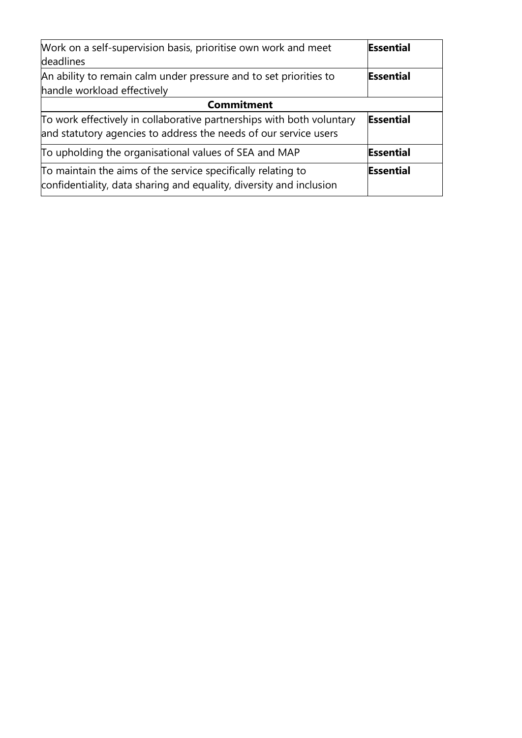| | |
|---|---|
| Work on a self-supervision basis, prioritise own work and meet deadlines | **Essential** |
| An ability to remain calm under pressure and to set priorities to handle workload effectively | **Essential** |
| **Commitment** | |
| To work effectively in collaborative partnerships with both voluntary and statutory agencies to address the needs of our service users | **Essential** |
| To upholding the organisational values of SEA and MAP | **Essential** |
| To maintain the aims of the service specifically relating to confidentiality, data sharing and equality, diversity and inclusion | **Essential** |